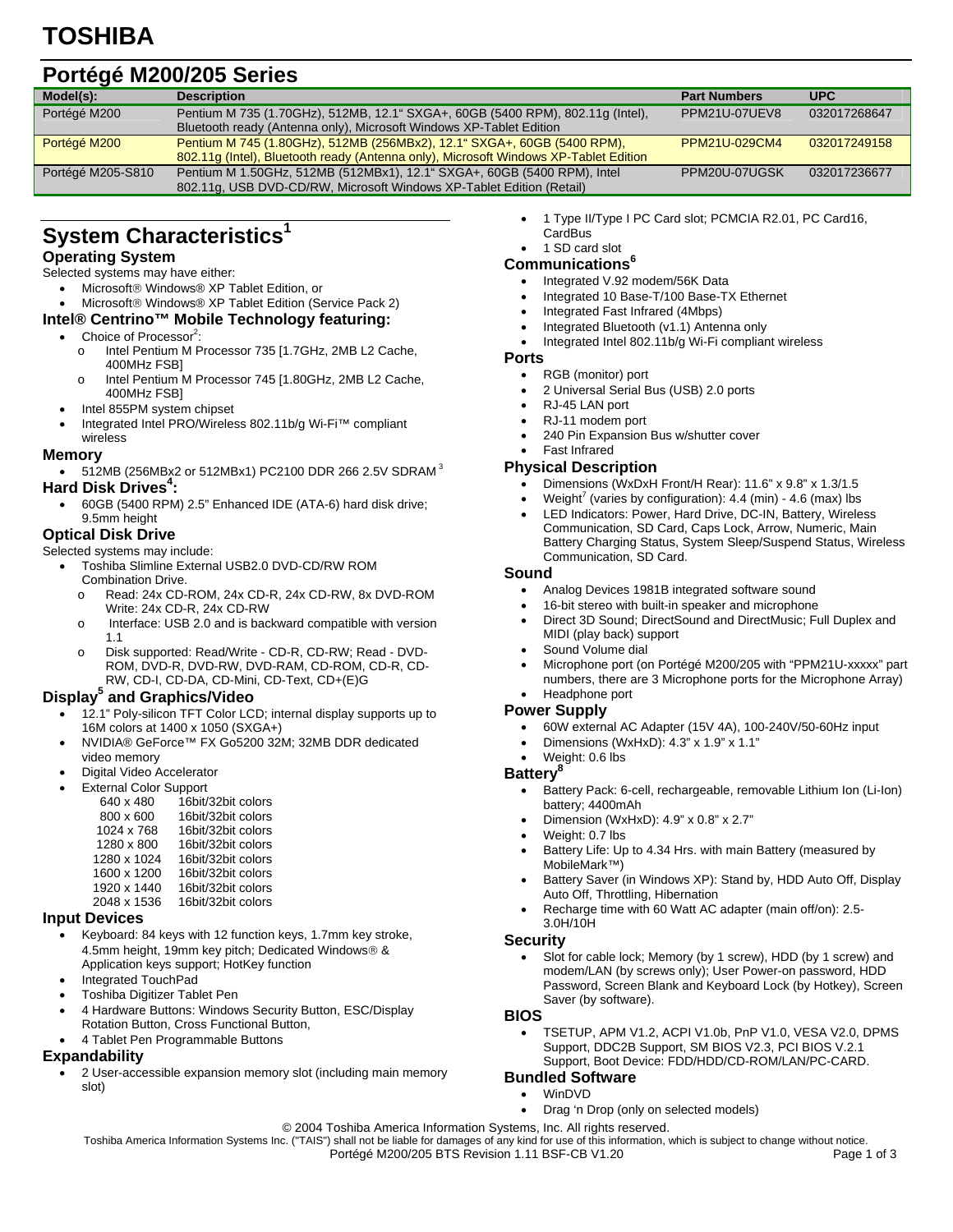# TOSHIBA

## Portégé M200/205 Series

| Model(s): | Description | Part Numbers | UPC |
|---|---|---|---|
| Portégé M200 | Pentium M 735 (1.70GHz), 512MB, 12.1" SXGA+, 60GB (5400 RPM), 802.11g (Intel), Bluetooth ready (Antenna only), Microsoft Windows XP-Tablet Edition | PPM21U-07UEV8 | 032017268647 |
| Portégé M200 | Pentium M 745 (1.80GHz), 512MB (256MBx2), 12.1" SXGA+, 60GB (5400 RPM), 802.11g (Intel), Bluetooth ready (Antenna only), Microsoft Windows XP-Tablet Edition | PPM21U-029CM4 | 032017249158 |
| Portégé M205-S810 | Pentium M 1.50GHz, 512MB (512MBx1), 12.1" SXGA+, 60GB (5400 RPM), Intel 802.11g, USB DVD-CD/RW, Microsoft Windows XP-Tablet Edition (Retail) | PPM20U-07UGSK | 032017236677 |

## System Characteristics[1]

### Operating System

Selected systems may have either:

- Microsoft® Windows® XP Tablet Edition, or
- Microsoft® Windows® XP Tablet Edition (Service Pack 2)

### Intel® Centrino™ Mobile Technology featuring:

- Choice of Processor[2]:
  - Intel Pentium M Processor 735 [1.7GHz, 2MB L2 Cache, 400MHz FSB]
  - Intel Pentium M Processor 745 [1.80GHz, 2MB L2 Cache, 400MHz FSB]
- Intel 855PM system chipset
- Integrated Intel PRO/Wireless 802.11b/g Wi-Fi™ compliant wireless

### Memory

- 512MB (256MBx2 or 512MBx1) PC2100 DDR 266 2.5V SDRAM [3]

### Hard Disk Drives[4]:

- 60GB (5400 RPM) 2.5" Enhanced IDE (ATA-6) hard disk drive; 9.5mm height

### Optical Disk Drive

Selected systems may include:

- Toshiba Slimline External USB2.0 DVD-CD/RW ROM Combination Drive.
  - Read: 24x CD-ROM, 24x CD-R, 24x CD-RW, 8x DVD-ROM Write: 24x CD-R, 24x CD-RW
  - Interface: USB 2.0 and is backward compatible with version 1.1
  - Disk supported: Read/Write - CD-R, CD-RW; Read - DVD-ROM, DVD-R, DVD-RW, DVD-RAM, CD-ROM, CD-R, CD-RW, CD-I, CD-DA, CD-Mini, CD-Text, CD+(E)G

### Display[5] and Graphics/Video

- 12.1" Poly-silicon TFT Color LCD; internal display supports up to 16M colors at 1400 x 1050 (SXGA+)
- NVIDIA® GeForce™ FX Go5200 32M; 32MB DDR dedicated video memory
- Digital Video Accelerator
- External Color Support

| Resolution | Colors |
|---|---|
| 640 x 480 | 16bit/32bit colors |
| 800 x 600 | 16bit/32bit colors |
| 1024 x 768 | 16bit/32bit colors |
| 1280 x 800 | 16bit/32bit colors |
| 1280 x 1024 | 16bit/32bit colors |
| 1600 x 1200 | 16bit/32bit colors |
| 1920 x 1440 | 16bit/32bit colors |
| 2048 x 1536 | 16bit/32bit colors |

### Input Devices

- Keyboard: 84 keys with 12 function keys, 1.7mm key stroke, 4.5mm height, 19mm key pitch; Dedicated Windows® & Application keys support; HotKey function
- Integrated TouchPad
- Toshiba Digitizer Tablet Pen
- 4 Hardware Buttons: Windows Security Button, ESC/Display Rotation Button, Cross Functional Button,
- 4 Tablet Pen Programmable Buttons

### Expandability

- 2 User-accessible expansion memory slot (including main memory slot)
- 1 Type II/Type I PC Card slot; PCMCIA R2.01, PC Card16, CardBus
- 1 SD card slot

### Communications[6]

- Integrated V.92 modem/56K Data
- Integrated 10 Base-T/100 Base-TX Ethernet
- Integrated Fast Infrared (4Mbps)
- Integrated Bluetooth (v1.1) Antenna only
- Integrated Intel 802.11b/g Wi-Fi compliant wireless

### Ports

- RGB (monitor) port
- 2 Universal Serial Bus (USB) 2.0 ports
- RJ-45 LAN port
- RJ-11 modem port
- 240 Pin Expansion Bus w/shutter cover
- Fast Infrared

### Physical Description

- Dimensions (WxDxH Front/H Rear): 11.6" x 9.8" x 1.3/1.5
- Weight[7] (varies by configuration): 4.4 (min) - 4.6 (max) lbs
- LED Indicators: Power, Hard Drive, DC-IN, Battery, Wireless Communication, SD Card, Caps Lock, Arrow, Numeric, Main Battery Charging Status, System Sleep/Suspend Status, Wireless Communication, SD Card.

### Sound

- Analog Devices 1981B integrated software sound
- 16-bit stereo with built-in speaker and microphone
- Direct 3D Sound; DirectSound and DirectMusic; Full Duplex and MIDI (play back) support
- Sound Volume dial
- Microphone port (on Portégé M200/205 with "PPM21U-xxxxx" part numbers, there are 3 Microphone ports for the Microphone Array)
- Headphone port

### Power Supply

- 60W external AC Adapter (15V 4A), 100-240V/50-60Hz input
- Dimensions (WxHxD): 4.3" x 1.9" x 1.1"
- Weight: 0.6 lbs

### Battery[8]

- Battery Pack: 6-cell, rechargeable, removable Lithium Ion (Li-Ion) battery; 4400mAh
- Dimension (WxHxD): 4.9" x 0.8" x 2.7"
- Weight: 0.7 lbs
- Battery Life: Up to 4.34 Hrs. with main Battery (measured by MobileMark™)
- Battery Saver (in Windows XP): Stand by, HDD Auto Off, Display Auto Off, Throttling, Hibernation
- Recharge time with 60 Watt AC adapter (main off/on): 2.5-3.0H/10H

### Security

- Slot for cable lock; Memory (by 1 screw), HDD (by 1 screw) and modem/LAN (by screws only); User Power-on password, HDD Password, Screen Blank and Keyboard Lock (by Hotkey), Screen Saver (by software).

### BIOS

- TSETUP, APM V1.2, ACPI V1.0b, PnP V1.0, VESA V2.0, DPMS Support, DDC2B Support, SM BIOS V2.3, PCI BIOS V.2.1 Support, Boot Device: FDD/HDD/CD-ROM/LAN/PC-CARD.

### Bundled Software

- WinDVD
- Drag 'n Drop (only on selected models)

© 2004 Toshiba America Information Systems, Inc. All rights reserved.
Toshiba America Information Systems Inc. ("TAIS") shall not be liable for damages of any kind for use of this information, which is subject to change without notice.
Portégé M200/205 BTS Revision 1.11 BSF-CB V1.20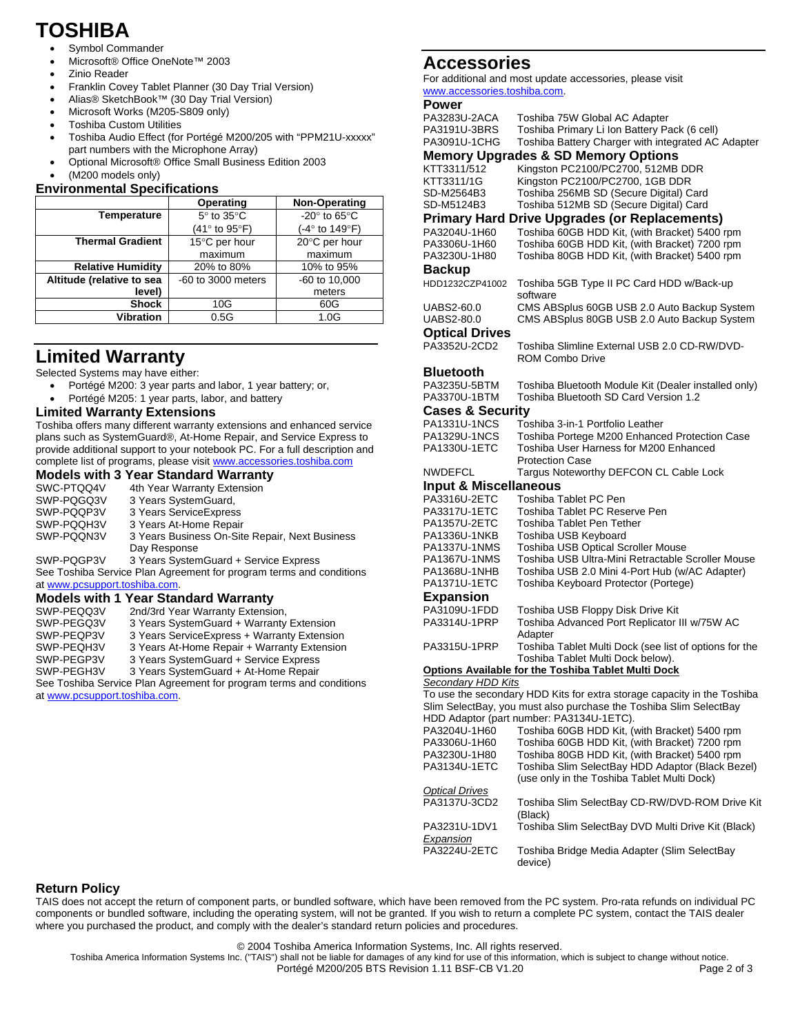# TOSHIBA

- Symbol Commander
- Microsoft® Office OneNote™ 2003
- Zinio Reader
- Franklin Covey Tablet Planner (30 Day Trial Version)
- Alias® SketchBook™ (30 Day Trial Version)
- Microsoft Works (M205-S809 only)
- Toshiba Custom Utilities
- Toshiba Audio Effect (for Portégé M200/205 with "PPM21U-xxxxx" part numbers with the Microphone Array)
- Optional Microsoft® Office Small Business Edition 2003
- (M200 models only)

### Environmental Specifications

| | Operating | Non-Operating |
|---|---|---|
| Temperature | 5° to 35°C (41° to 95°F) | -20° to 65°C (-4° to 149°F) |
| Thermal Gradient | 15°C per hour maximum | 20°C per hour maximum |
| Relative Humidity | 20% to 80% | 10% to 95% |
| Altitude (relative to sea level) | -60 to 3000 meters | -60 to 10,000 meters |
| Shock | 10G | 60G |
| Vibration | 0.5G | 1.0G |

## Limited Warranty

Selected Systems may have either:

- Portégé M200: 3 year parts and labor, 1 year battery; or,
- Portégé M205: 1 year parts, labor, and battery

### Limited Warranty Extensions

Toshiba offers many different warranty extensions and enhanced service plans such as SystemGuard®, At-Home Repair, and Service Express to provide additional support to your notebook PC. For a full description and complete list of programs, please visit www.accessories.toshiba.com

### Models with 3 Year Standard Warranty

| | |
|---|---|
| SWC-PTQQ4V | 4th Year Warranty Extension |
| SWP-PQGQ3V | 3 Years SystemGuard, |
| SWP-PQQP3V | 3 Years ServiceExpress |
| SWP-PQQH3V | 3 Years At-Home Repair |
| SWP-PQQN3V | 3 Years Business On-Site Repair, Next Business Day Response |
| SWP-PQGP3V | 3 Years SystemGuard + Service Express |

See Toshiba Service Plan Agreement for program terms and conditions at www.pcsupport.toshiba.com.

### Models with 1 Year Standard Warranty

| | |
|---|---|
| SWP-PEQQ3V | 2nd/3rd Year Warranty Extension, |
| SWP-PEGQ3V | 3 Years SystemGuard + Warranty Extension |
| SWP-PEQP3V | 3 Years ServiceExpress + Warranty Extension |
| SWP-PEQH3V | 3 Years At-Home Repair + Warranty Extension |
| SWP-PEGP3V | 3 Years SystemGuard + Service Express |
| SWP-PEGH3V | 3 Years SystemGuard + At-Home Repair |

See Toshiba Service Plan Agreement for program terms and conditions at www.pcsupport.toshiba.com.

## Accessories

For additional and most update accessories, please visit www.accessories.toshiba.com.

### Power

| | |
|---|---|
| PA3283U-2ACA | Toshiba 75W Global AC Adapter |
| PA3191U-3BRS | Toshiba Primary Li Ion Battery Pack (6 cell) |
| PA3091U-1CHG | Toshiba Battery Charger with integrated AC Adapter |

### Memory Upgrades & SD Memory Options

| | |
|---|---|
| KTT3311/512 | Kingston PC2100/PC2700, 512MB DDR |
| KTT3311/1G | Kingston PC2100/PC2700, 1GB DDR |
| SD-M2564B3 | Toshiba 256MB SD (Secure Digital) Card |
| SD-M5124B3 | Toshiba 512MB SD (Secure Digital) Card |

### Primary Hard Drive Upgrades (or Replacements)

| | |
|---|---|
| PA3204U-1H60 | Toshiba 60GB HDD Kit, (with Bracket) 5400 rpm |
| PA3306U-1H60 | Toshiba 60GB HDD Kit, (with Bracket) 7200 rpm |
| PA3230U-1H80 | Toshiba 80GB HDD Kit, (with Bracket) 5400 rpm |

### Backup

| | |
|---|---|
| HDD1232CZP41002 | Toshiba 5GB Type II PC Card HDD w/Back-up software |
| UABS2-60.0 | CMS ABSplus 60GB USB 2.0 Auto Backup System |
| UABS2-80.0 | CMS ABSplus 80GB USB 2.0 Auto Backup System |

### Optical Drives

| | |
|---|---|
| PA3352U-2CD2 | Toshiba Slimline External USB 2.0 CD-RW/DVD-ROM Combo Drive |

### Bluetooth

| | |
|---|---|
| PA3235U-5BTM | Toshiba Bluetooth Module Kit (Dealer installed only) |
| PA3370U-1BTM | Toshiba Bluetooth SD Card Version 1.2 |

### Cases & Security

| | |
|---|---|
| PA1331U-1NCS | Toshiba 3-in-1 Portfolio Leather |
| PA1329U-1NCS | Toshiba Portege M200 Enhanced Protection Case |
| PA1330U-1ETC | Toshiba User Harness for M200 Enhanced Protection Case |
| NWDEFCL | Targus Noteworthy DEFCON CL Cable Lock |

### Input & Miscellaneous

| | |
|---|---|
| PA3316U-2ETC | Toshiba Tablet PC Pen |
| PA3317U-1ETC | Toshiba Tablet PC Reserve Pen |
| PA1357U-2ETC | Toshiba Tablet Pen Tether |
| PA1336U-1NKB | Toshiba USB Keyboard |
| PA1337U-1NMS | Toshiba USB Optical Scroller Mouse |
| PA1367U-1NMS | Toshiba USB Ultra-Mini Retractable Scroller Mouse |
| PA1368U-1NHB | Toshiba USB 2.0 Mini 4-Port Hub (w/AC Adapter) |
| PA1371U-1ETC | Toshiba Keyboard Protector (Portege) |

### Expansion

| | |
|---|---|
| PA3109U-1FDD | Toshiba USB Floppy Disk Drive Kit |
| PA3314U-1PRP | Toshiba Advanced Port Replicator III w/75W AC Adapter |
| PA3315U-1PRP | Toshiba Tablet Multi Dock (see list of options for the Toshiba Tablet Multi Dock below). |

**Options Available for the Toshiba Tablet Multi Dock**

*Secondary HDD Kits*

To use the secondary HDD Kits for extra storage capacity in the Toshiba Slim SelectBay, you must also purchase the Toshiba Slim SelectBay HDD Adaptor (part number: PA3134U-1ETC).

| | |
|---|---|
| PA3204U-1H60 | Toshiba 60GB HDD Kit, (with Bracket) 5400 rpm |
| PA3306U-1H60 | Toshiba 60GB HDD Kit, (with Bracket) 7200 rpm |
| PA3230U-1H80 | Toshiba 80GB HDD Kit, (with Bracket) 5400 rpm |
| PA3134U-1ETC | Toshiba Slim SelectBay HDD Adaptor (Black Bezel) (use only in the Toshiba Tablet Multi Dock) |

*Optical Drives*

| | |
|---|---|
| PA3137U-3CD2 | Toshiba Slim SelectBay CD-RW/DVD-ROM Drive Kit (Black) |
| PA3231U-1DV1 | Toshiba Slim SelectBay DVD Multi Drive Kit (Black) |

*Expansion*

| | |
|---|---|
| PA3224U-2ETC | Toshiba Bridge Media Adapter (Slim SelectBay device) |

### Return Policy

TAIS does not accept the return of component parts, or bundled software, which have been removed from the PC system. Pro-rata refunds on individual PC components or bundled software, including the operating system, will not be granted. If you wish to return a complete PC system, contact the TAIS dealer where you purchased the product, and comply with the dealer's standard return policies and procedures.

© 2004 Toshiba America Information Systems, Inc. All rights reserved.
Toshiba America Information Systems Inc. ("TAIS") shall not be liable for damages of any kind for use of this information, which is subject to change without notice.
Portégé M200/205 BTS Revision 1.11 BSF-CB V1.20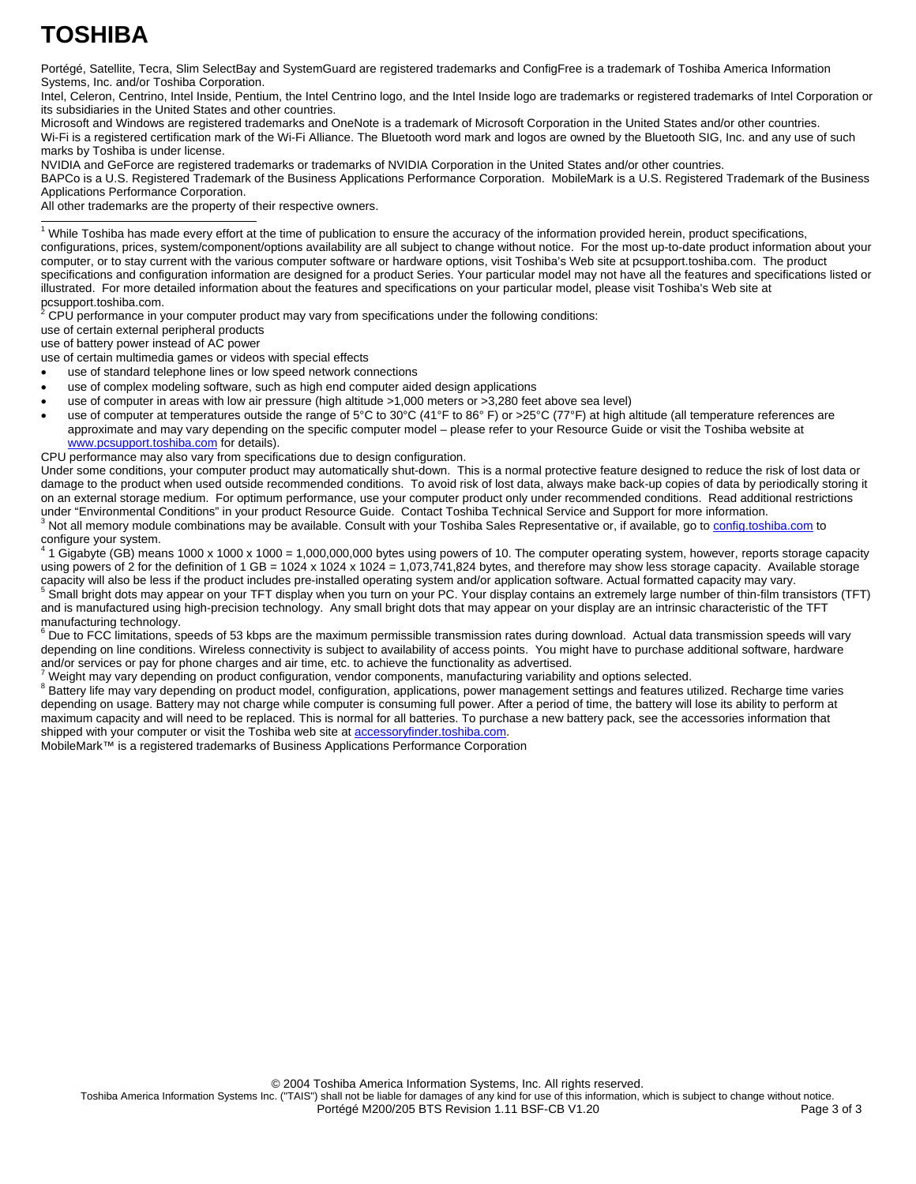# TOSHIBA

Portégé, Satellite, Tecra, Slim SelectBay and SystemGuard are registered trademarks and ConfigFree is a trademark of Toshiba America Information Systems, Inc. and/or Toshiba Corporation.

Intel, Celeron, Centrino, Intel Inside, Pentium, the Intel Centrino logo, and the Intel Inside logo are trademarks or registered trademarks of Intel Corporation or its subsidiaries in the United States and other countries.

Microsoft and Windows are registered trademarks and OneNote is a trademark of Microsoft Corporation in the United States and/or other countries.

Wi-Fi is a registered certification mark of the Wi-Fi Alliance. The Bluetooth word mark and logos are owned by the Bluetooth SIG, Inc. and any use of such marks by Toshiba is under license.

NVIDIA and GeForce are registered trademarks or trademarks of NVIDIA Corporation in the United States and/or other countries.

BAPCo is a U.S. Registered Trademark of the Business Applications Performance Corporation. MobileMark is a U.S. Registered Trademark of the Business Applications Performance Corporation.

All other trademarks are the property of their respective owners.

---

[1] While Toshiba has made every effort at the time of publication to ensure the accuracy of the information provided herein, product specifications, configurations, prices, system/component/options availability are all subject to change without notice. For the most up-to-date product information about your computer, or to stay current with the various computer software or hardware options, visit Toshiba's Web site at pcsupport.toshiba.com. The product specifications and configuration information are designed for a product Series. Your particular model may not have all the features and specifications listed or illustrated. For more detailed information about the features and specifications on your particular model, please visit Toshiba's Web site at pcsupport.toshiba.com.

[2] CPU performance in your computer product may vary from specifications under the following conditions:

use of certain external peripheral products

use of battery power instead of AC power

use of certain multimedia games or videos with special effects

- use of standard telephone lines or low speed network connections
- use of complex modeling software, such as high end computer aided design applications
- use of computer in areas with low air pressure (high altitude >1,000 meters or >3,280 feet above sea level)
- use of computer at temperatures outside the range of 5°C to 30°C (41°F to 86° F) or >25°C (77°F) at high altitude (all temperature references are approximate and may vary depending on the specific computer model – please refer to your Resource Guide or visit the Toshiba website at www.pcsupport.toshiba.com for details).

CPU performance may also vary from specifications due to design configuration.

Under some conditions, your computer product may automatically shut-down. This is a normal protective feature designed to reduce the risk of lost data or damage to the product when used outside recommended conditions. To avoid risk of lost data, always make back-up copies of data by periodically storing it on an external storage medium. For optimum performance, use your computer product only under recommended conditions. Read additional restrictions under "Environmental Conditions" in your product Resource Guide. Contact Toshiba Technical Service and Support for more information.

[3] Not all memory module combinations may be available. Consult with your Toshiba Sales Representative or, if available, go to config.toshiba.com to configure your system.

[4] 1 Gigabyte (GB) means 1000 x 1000 x 1000 = 1,000,000,000 bytes using powers of 10. The computer operating system, however, reports storage capacity using powers of 2 for the definition of 1 GB = 1024 x 1024 x 1024 = 1,073,741,824 bytes, and therefore may show less storage capacity. Available storage capacity will also be less if the product includes pre-installed operating system and/or application software. Actual formatted capacity may vary.

[5] Small bright dots may appear on your TFT display when you turn on your PC. Your display contains an extremely large number of thin-film transistors (TFT) and is manufactured using high-precision technology. Any small bright dots that may appear on your display are an intrinsic characteristic of the TFT manufacturing technology.

[6] Due to FCC limitations, speeds of 53 kbps are the maximum permissible transmission rates during download. Actual data transmission speeds will vary depending on line conditions. Wireless connectivity is subject to availability of access points. You might have to purchase additional software, hardware and/or services or pay for phone charges and air time, etc. to achieve the functionality as advertised.

[7] Weight may vary depending on product configuration, vendor components, manufacturing variability and options selected.

[8] Battery life may vary depending on product model, configuration, applications, power management settings and features utilized. Recharge time varies depending on usage. Battery may not charge while computer is consuming full power. After a period of time, the battery will lose its ability to perform at maximum capacity and will need to be replaced. This is normal for all batteries. To purchase a new battery pack, see the accessories information that shipped with your computer or visit the Toshiba web site at accessoryfinder.toshiba.com.

MobileMark™ is a registered trademarks of Business Applications Performance Corporation

© 2004 Toshiba America Information Systems, Inc. All rights reserved.

Toshiba America Information Systems Inc. ("TAIS") shall not be liable for damages of any kind for use of this information, which is subject to change without notice.

Portégé M200/205 BTS Revision 1.11 BSF-CB V1.20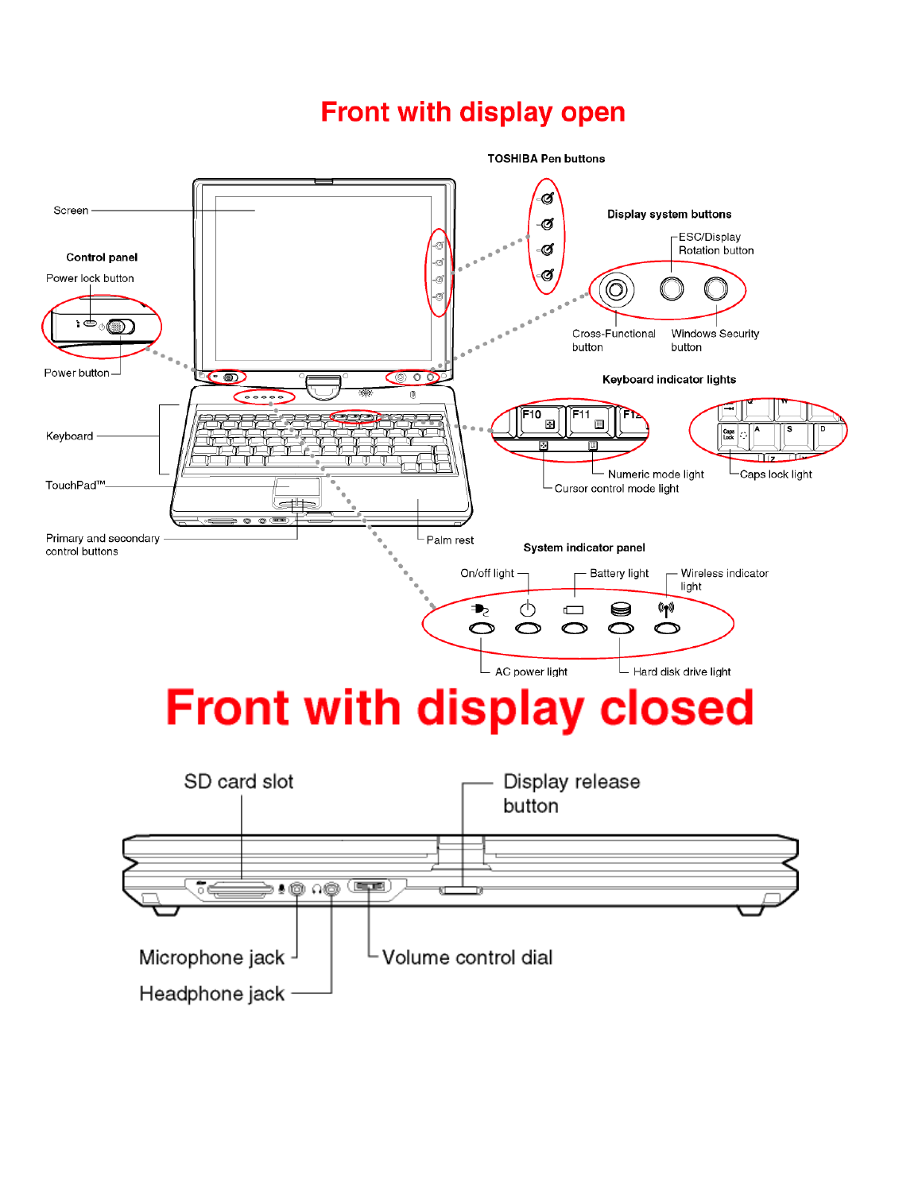# Front with display open

TOSHIBA Pen buttons

Display system buttons

ESC/Display Rotation button

Cross-Functional button

Windows Security button

Screen

Control panel

Power lock button

Power button

Keyboard

TouchPad™

Primary and secondary control buttons

Palm rest

Keyboard indicator lights

Numeric mode light

Cursor control mode light

Caps lock light

System indicator panel

On/off light

Battery light

Wireless indicator light

AC power light

Hard disk drive light

# Front with display closed

SD card slot

Display release button

Microphone jack

Headphone jack

Volume control dial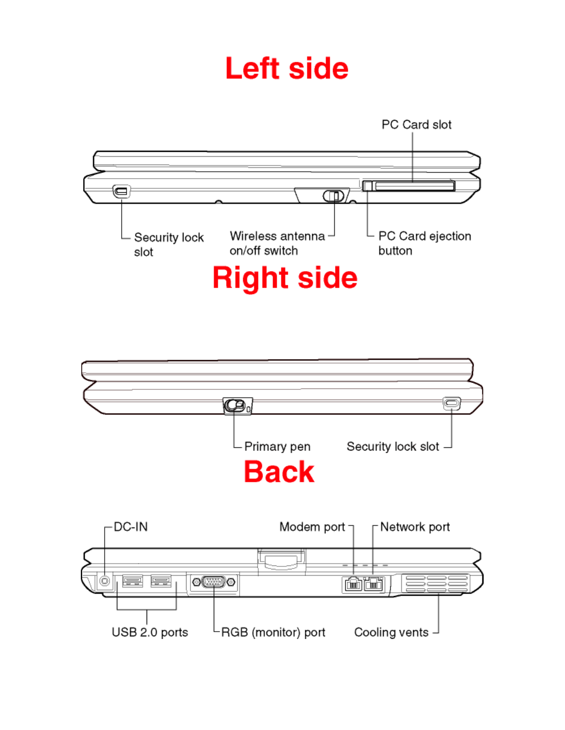# Left side

PC Card slot

Security lock slot

Wireless antenna on/off switch

PC Card ejection button

# Right side

Primary pen

Security lock slot

# Back

DC-IN

Modem port

Network port

USB 2.0 ports

RGB (monitor) port

Cooling vents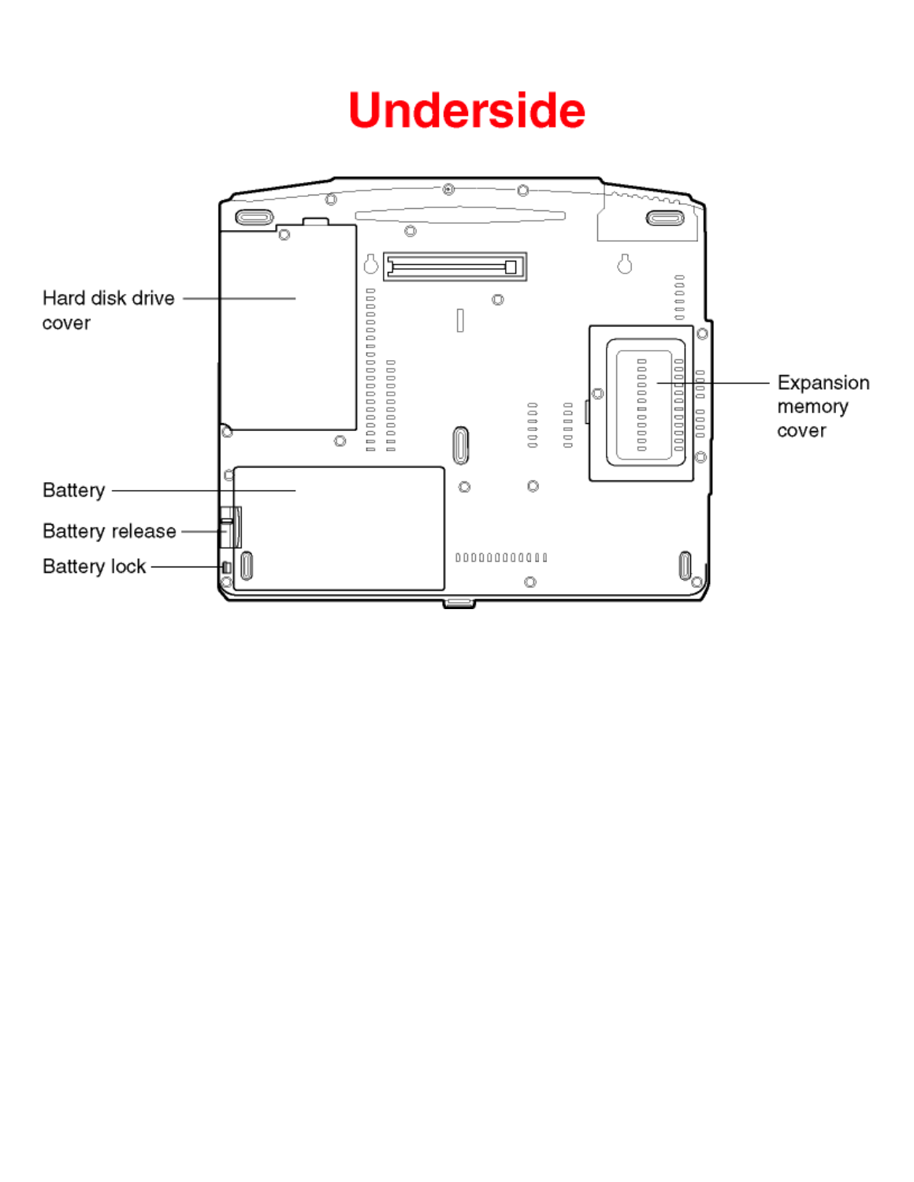# Underside

Hard disk drive cover

Battery

Battery release

Battery lock

Expansion memory cover